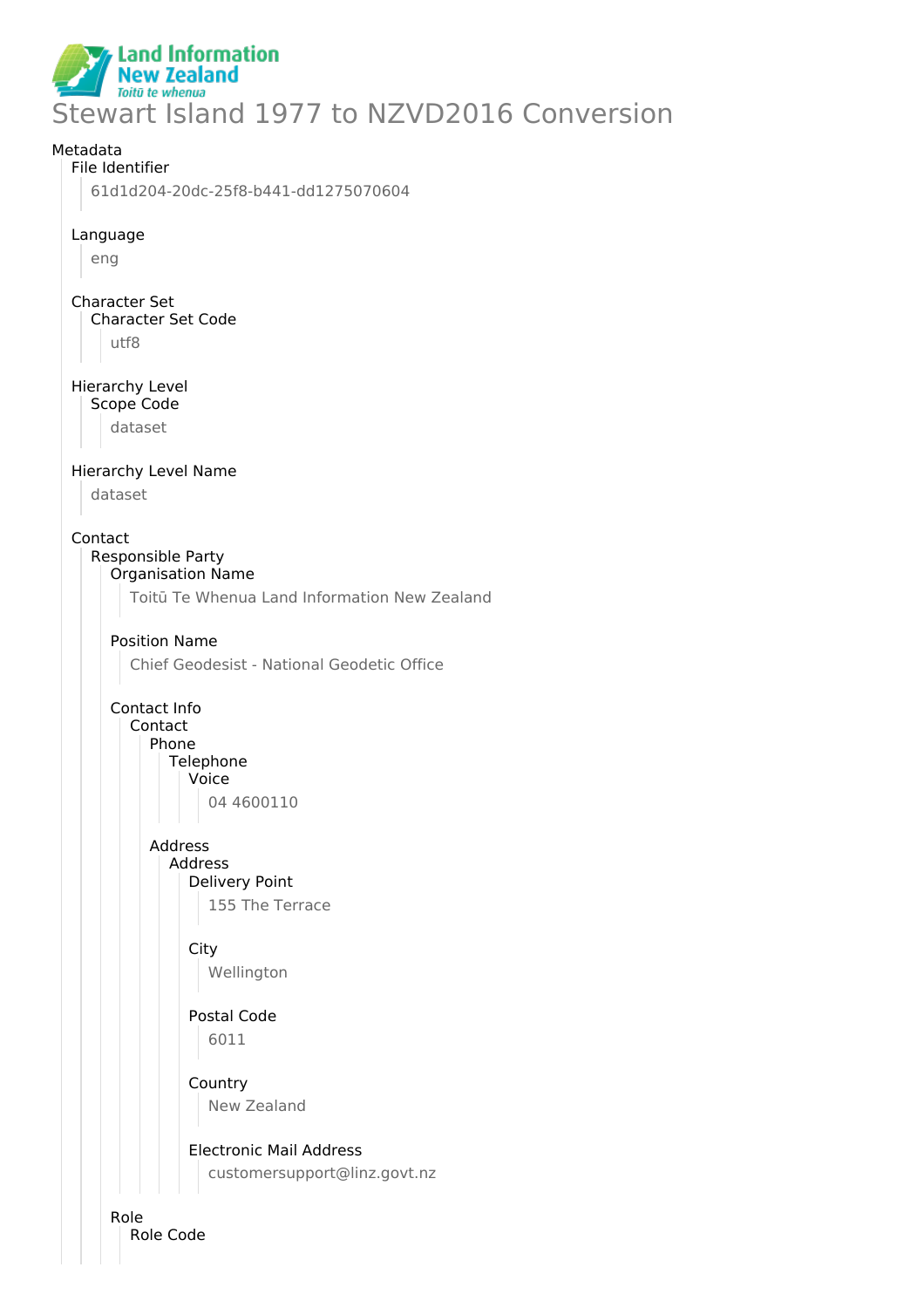Land Information New Zealand
Toitū te whenua

# Stewart Island 1977 to NZVD2016 Conversion

Metadata

- File Identifier
  - 61d1d204-20dc-25f8-b441-dd1275070604
- Language
  - eng
- Character Set
  - Character Set Code
    - utf8
- Hierarchy Level
  - Scope Code
    - dataset
- Hierarchy Level Name
  - dataset
- Contact
  - Responsible Party
    - Organisation Name
      - Toitū Te Whenua Land Information New Zealand
    - Position Name
      - Chief Geodesist - National Geodetic Office
    - Contact Info
      - Contact
        - Phone
          - Telephone
            - Voice
              - 04 4600110
        - Address
          - Address
            - Delivery Point
              - 155 The Terrace
            - City
              - Wellington
            - Postal Code
              - 6011
            - Country
              - New Zealand
            - Electronic Mail Address
              - customersupport@linz.govt.nz
    - Role
      - Role Code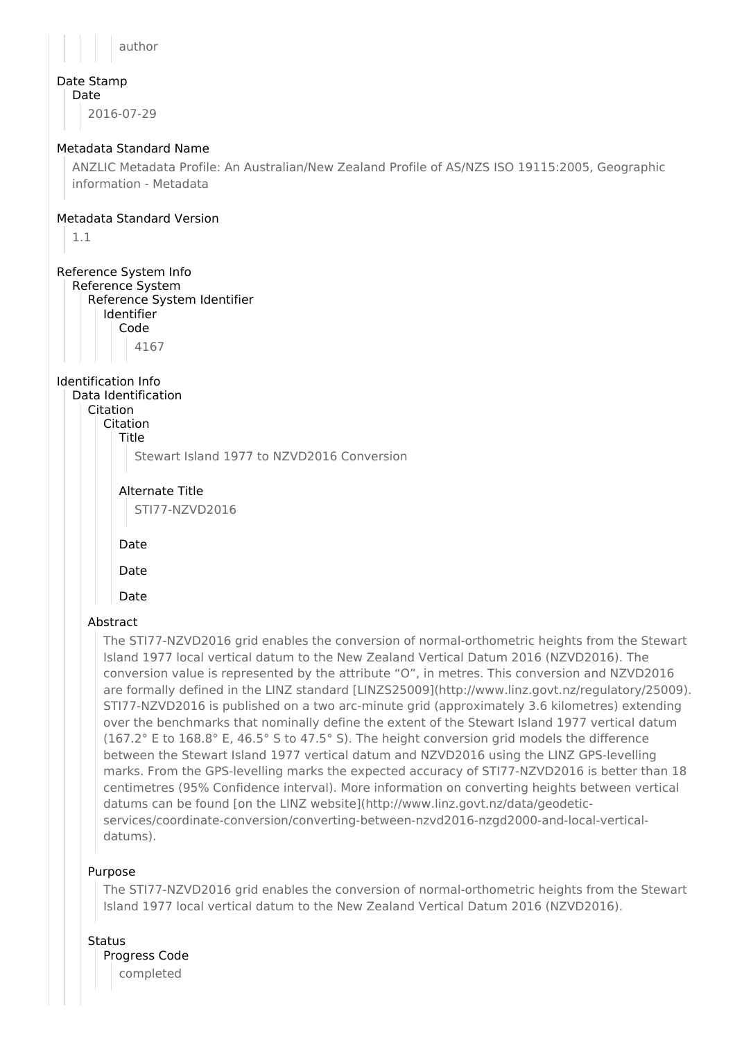author

# Date Stamp

## Date

2016-07-29

# Metadata Standard Name

ANZLIC Metadata Profile: An Australian/New Zealand Profile of AS/NZS ISO 19115:2005, Geographic information - Metadata

# Metadata Standard Version

1.1

# Reference System Info

## Reference System

### Reference System Identifier

#### Identifier

##### Code

4167

# Identification Info

## Data Identification

### Citation

#### Citation

##### Title

Stewart Island 1977 to NZVD2016 Conversion

##### Alternate Title

STI77-NZVD2016

##### Date

##### Date

##### Date

### Abstract

The STI77-NZVD2016 grid enables the conversion of normal-orthometric heights from the Stewart Island 1977 local vertical datum to the New Zealand Vertical Datum 2016 (NZVD2016). The conversion value is represented by the attribute “O”, in metres. This conversion and NZVD2016 are formally defined in the LINZ standard [LINZS25009](http://www.linz.govt.nz/regulatory/25009). STI77-NZVD2016 is published on a two arc-minute grid (approximately 3.6 kilometres) extending over the benchmarks that nominally define the extent of the Stewart Island 1977 vertical datum (167.2° E to 168.8° E, 46.5° S to 47.5° S). The height conversion grid models the difference between the Stewart Island 1977 vertical datum and NZVD2016 using the LINZ GPS-levelling marks. From the GPS-levelling marks the expected accuracy of STI77-NZVD2016 is better than 18 centimetres (95% Confidence interval). More information on converting heights between vertical datums can be found [on the LINZ website](http://www.linz.govt.nz/data/geodetic-services/coordinate-conversion/converting-between-nzvd2016-nzgd2000-and-local-vertical-datums).

### Purpose

The STI77-NZVD2016 grid enables the conversion of normal-orthometric heights from the Stewart Island 1977 local vertical datum to the New Zealand Vertical Datum 2016 (NZVD2016).

### Status

#### Progress Code

completed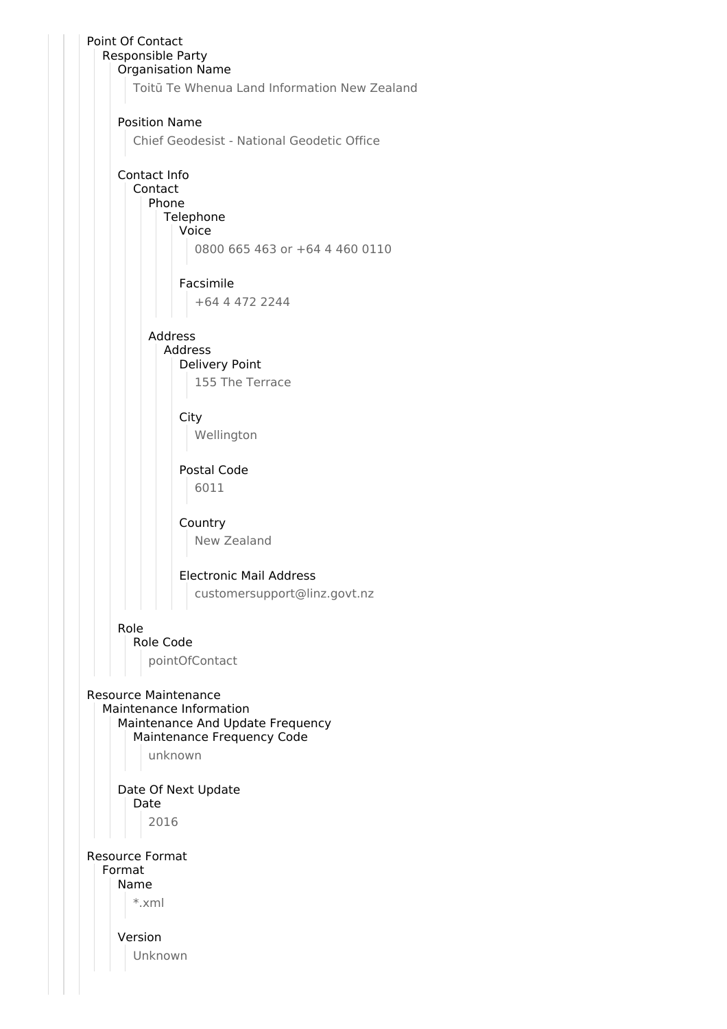- Point Of Contact
  - Responsible Party
    - Organisation Name
      - Toitū Te Whenua Land Information New Zealand
    - Position Name
      - Chief Geodesist - National Geodetic Office
    - Contact Info
      - Contact
        - Phone
          - Telephone
            - Voice
              - 0800 665 463 or +64 4 460 0110
            - Facsimile
              - +64 4 472 2244
        - Address
          - Address
            - Delivery Point
              - 155 The Terrace
            - City
              - Wellington
            - Postal Code
              - 6011
            - Country
              - New Zealand
            - Electronic Mail Address
              - customersupport@linz.govt.nz
    - Role
      - Role Code
        - pointOfContact
- Resource Maintenance
  - Maintenance Information
    - Maintenance And Update Frequency
      - Maintenance Frequency Code
        - unknown
    - Date Of Next Update
      - Date
        - 2016
- Resource Format
  - Format
    - Name
      - *.xml
    - Version
      - Unknown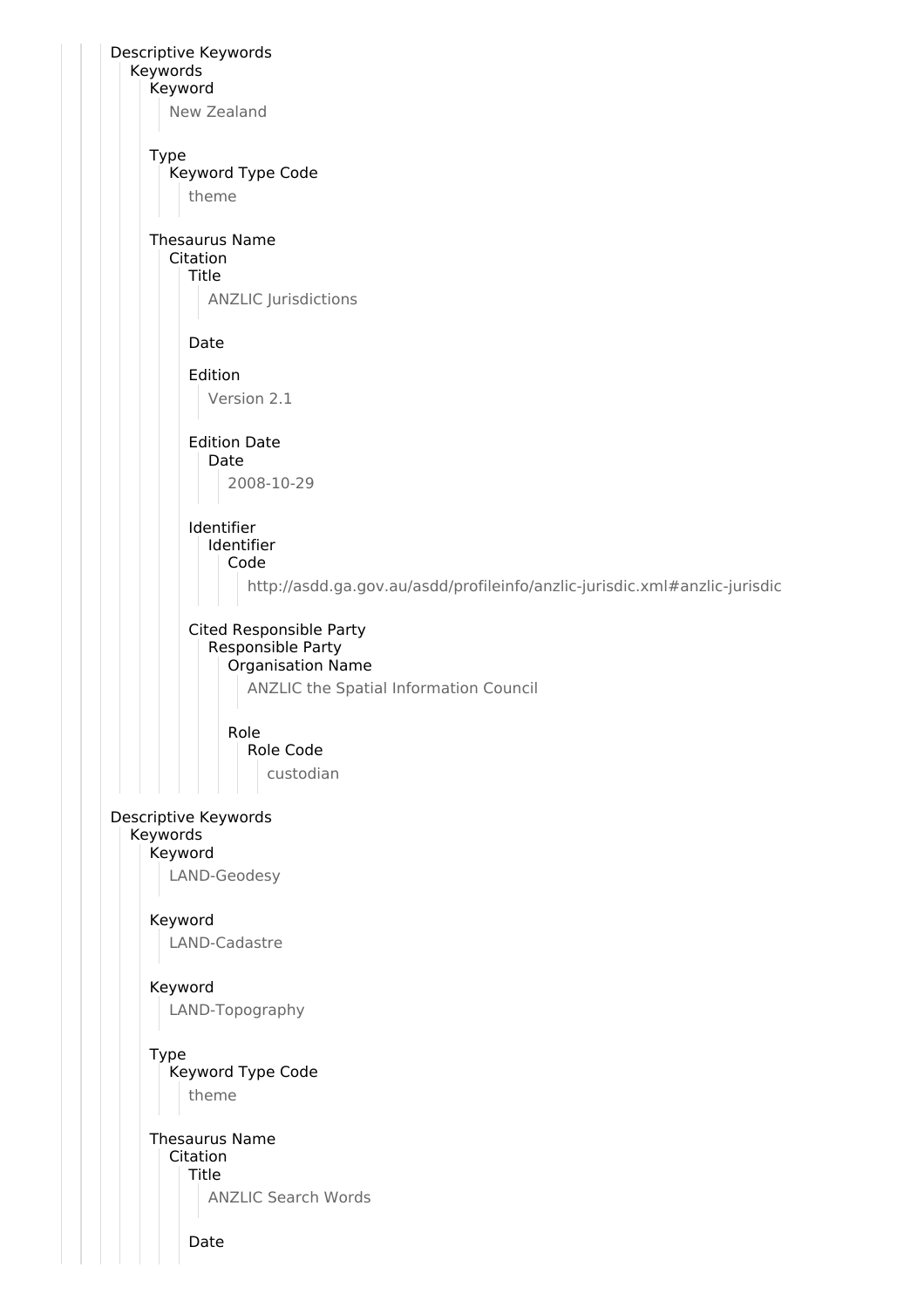Descriptive Keywords
- Keywords
  - Keyword
    - New Zealand
  - Type
    - Keyword Type Code
      - theme
  - Thesaurus Name
    - Citation
      - Title
        - ANZLIC Jurisdictions
      - Date
      - Edition
        - Version 2.1
      - Edition Date
        - Date
          - 2008-10-29
      - Identifier
        - Identifier
          - Code
            - http://asdd.ga.gov.au/asdd/profileinfo/anzlic-jurisdic.xml#anzlic-jurisdic
      - Cited Responsible Party
        - Responsible Party
          - Organisation Name
            - ANZLIC the Spatial Information Council
          - Role
            - Role Code
              - custodian

Descriptive Keywords
- Keywords
  - Keyword
    - LAND-Geodesy
  - Keyword
    - LAND-Cadastre
  - Keyword
    - LAND-Topography
  - Type
    - Keyword Type Code
      - theme
  - Thesaurus Name
    - Citation
      - Title
        - ANZLIC Search Words
      - Date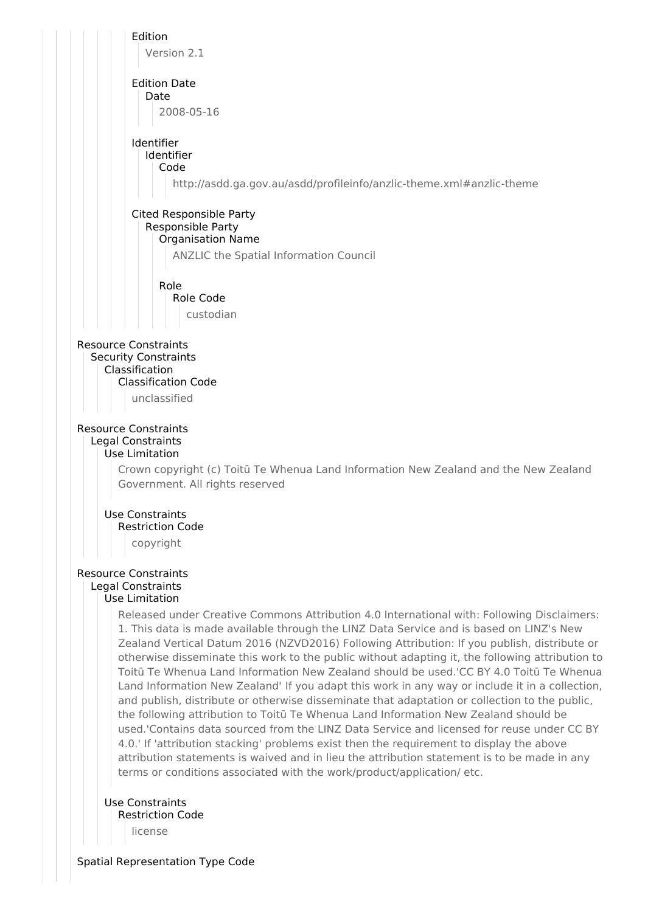Edition

Version 2.1

Edition Date

Date

2008-05-16

Identifier

Identifier

Code

http://asdd.ga.gov.au/asdd/profileinfo/anzlic-theme.xml#anzlic-theme

Cited Responsible Party

Responsible Party

Organisation Name

ANZLIC the Spatial Information Council

Role

Role Code

custodian

Resource Constraints

Security Constraints

Classification

Classification Code

unclassified

Resource Constraints

Legal Constraints

Use Limitation

Crown copyright (c) Toitū Te Whenua Land Information New Zealand and the New Zealand Government. All rights reserved

Use Constraints

Restriction Code

copyright

Resource Constraints

Legal Constraints

Use Limitation

Released under Creative Commons Attribution 4.0 International with: Following Disclaimers: 1. This data is made available through the LINZ Data Service and is based on LINZ's New Zealand Vertical Datum 2016 (NZVD2016) Following Attribution: If you publish, distribute or otherwise disseminate this work to the public without adapting it, the following attribution to Toitū Te Whenua Land Information New Zealand should be used.'CC BY 4.0 Toitū Te Whenua Land Information New Zealand' If you adapt this work in any way or include it in a collection, and publish, distribute or otherwise disseminate that adaptation or collection to the public, the following attribution to Toitū Te Whenua Land Information New Zealand should be used.'Contains data sourced from the LINZ Data Service and licensed for reuse under CC BY 4.0.' If 'attribution stacking' problems exist then the requirement to display the above attribution statements is waived and in lieu the attribution statement is to be made in any terms or conditions associated with the work/product/application/ etc.

Use Constraints

Restriction Code

license

Spatial Representation Type Code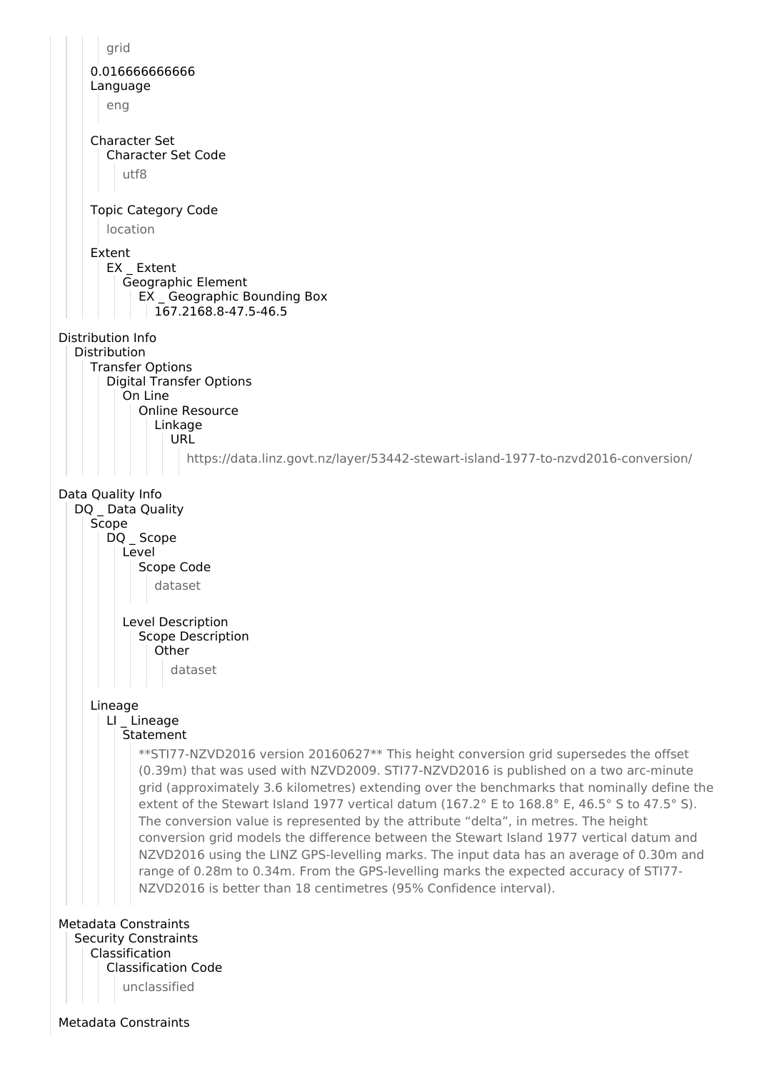grid

0.016666666666
Language

eng

Character Set
Character Set Code

utf8

Topic Category Code

location

Extent
EX _ Extent
Geographic Element
EX _ Geographic Bounding Box
167.2168.8-47.5-46.5

Distribution Info
Distribution
Transfer Options
Digital Transfer Options
On Line
Online Resource
Linkage
URL

https://data.linz.govt.nz/layer/53442-stewart-island-1977-to-nzvd2016-conversion/

Data Quality Info
DQ _ Data Quality
Scope
DQ _ Scope
Level
Scope Code

dataset

Level Description
Scope Description
Other

dataset

Lineage
LI _ Lineage
Statement

**STI77-NZVD2016 version 20160627** This height conversion grid supersedes the offset (0.39m) that was used with NZVD2009. STI77-NZVD2016 is published on a two arc-minute grid (approximately 3.6 kilometres) extending over the benchmarks that nominally define the extent of the Stewart Island 1977 vertical datum (167.2° E to 168.8° E, 46.5° S to 47.5° S). The conversion value is represented by the attribute “delta”, in metres. The height conversion grid models the difference between the Stewart Island 1977 vertical datum and NZVD2016 using the LINZ GPS-levelling marks. The input data has an average of 0.30m and range of 0.28m to 0.34m. From the GPS-levelling marks the expected accuracy of STI77-NZVD2016 is better than 18 centimetres (95% Confidence interval).

Metadata Constraints
Security Constraints
Classification
Classification Code

unclassified

Metadata Constraints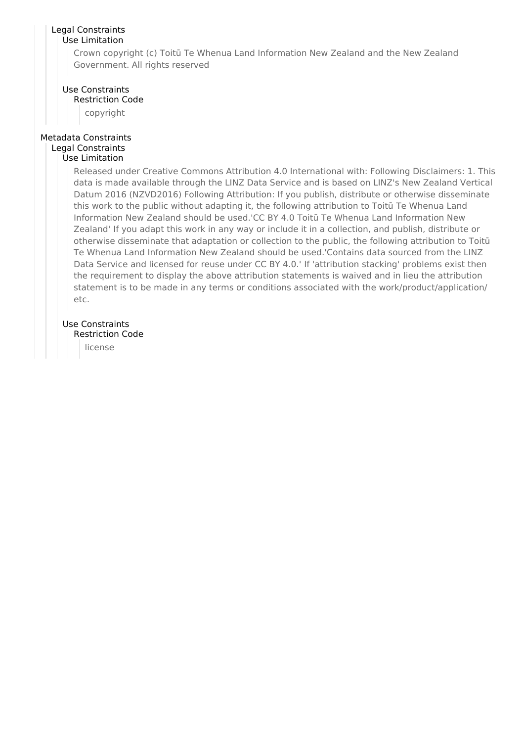Legal Constraints

Use Limitation

Crown copyright (c) Toitū Te Whenua Land Information New Zealand and the New Zealand Government. All rights reserved

Use Constraints

Restriction Code

copyright

Metadata Constraints

Legal Constraints

Use Limitation

Released under Creative Commons Attribution 4.0 International with: Following Disclaimers: 1. This data is made available through the LINZ Data Service and is based on LINZ's New Zealand Vertical Datum 2016 (NZVD2016) Following Attribution: If you publish, distribute or otherwise disseminate this work to the public without adapting it, the following attribution to Toitū Te Whenua Land Information New Zealand should be used.'CC BY 4.0 Toitū Te Whenua Land Information New Zealand' If you adapt this work in any way or include it in a collection, and publish, distribute or otherwise disseminate that adaptation or collection to the public, the following attribution to Toitū Te Whenua Land Information New Zealand should be used.'Contains data sourced from the LINZ Data Service and licensed for reuse under CC BY 4.0.' If 'attribution stacking' problems exist then the requirement to display the above attribution statements is waived and in lieu the attribution statement is to be made in any terms or conditions associated with the work/product/application/ etc.

Use Constraints

Restriction Code

license